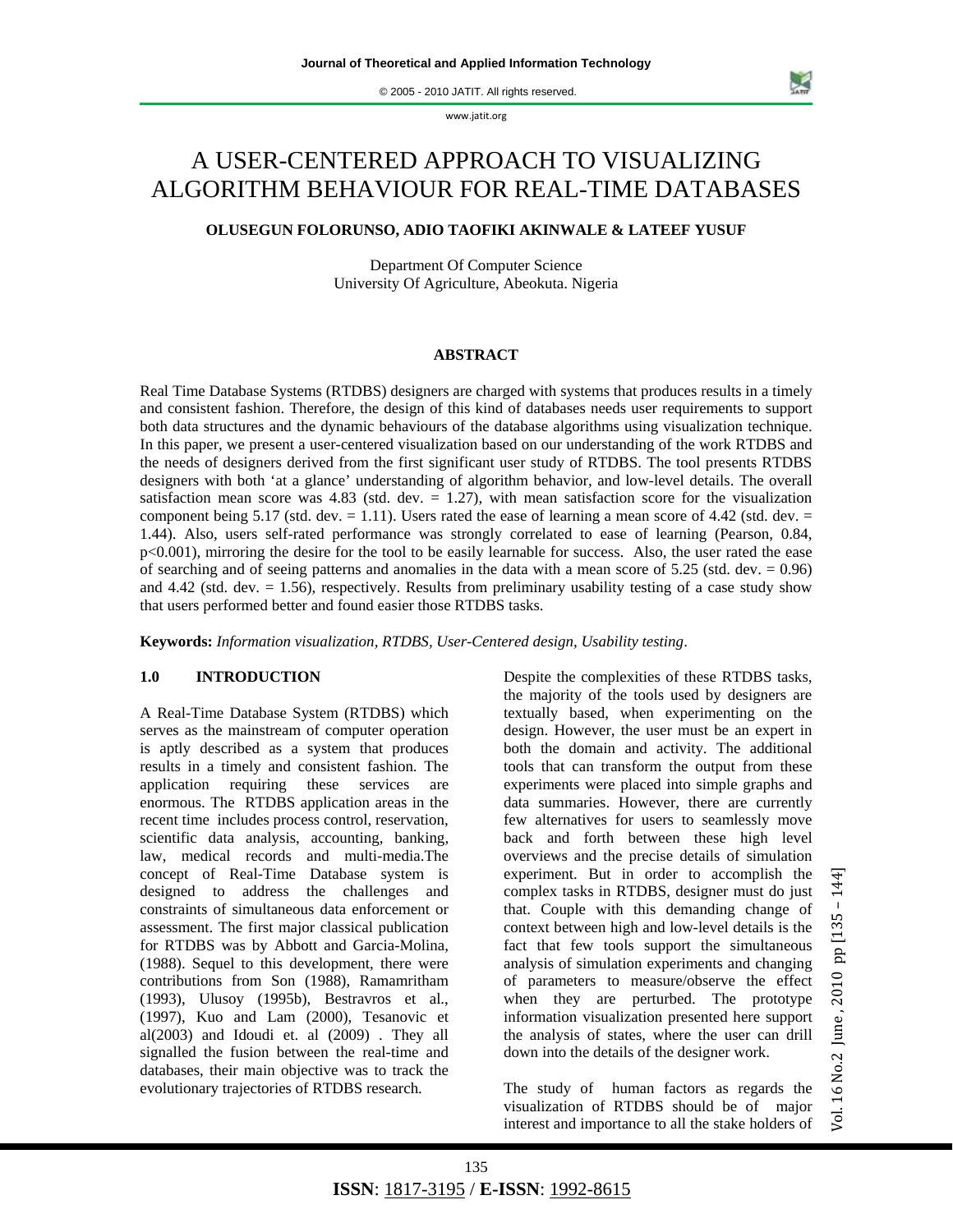# A USER-CENTERED APPROACH TO VISUALIZING ALGORITHM BEHAVIOUR FOR REAL-TIME DATABASES

**OLUSEGUN FOLORUNSO, ADIO TAOFIKI AKINWALE & LATEEF YUSUF**

Department Of Computer Science
University Of Agriculture, Abeokuta. Nigeria

## ABSTRACT

Real Time Database Systems (RTDBS) designers are charged with systems that produces results in a timely and consistent fashion. Therefore, the design of this kind of databases needs user requirements to support both data structures and the dynamic behaviours of the database algorithms using visualization technique. In this paper, we present a user-centered visualization based on our understanding of the work RTDBS and the needs of designers derived from the first significant user study of RTDBS. The tool presents RTDBS designers with both 'at a glance' understanding of algorithm behavior, and low-level details. The overall satisfaction mean score was 4.83 (std. dev. = 1.27), with mean satisfaction score for the visualization component being 5.17 (std. dev. = 1.11). Users rated the ease of learning a mean score of 4.42 (std. dev. = 1.44). Also, users self-rated performance was strongly correlated to ease of learning (Pearson, 0.84, $p<0.001$), mirroring the desire for the tool to be easily learnable for success. Also, the user rated the ease of searching and of seeing patterns and anomalies in the data with a mean score of 5.25 (std. dev. = 0.96) and 4.42 (std. dev. = 1.56), respectively. Results from preliminary usability testing of a case study show that users performed better and found easier those RTDBS tasks.

**Keywords:** *Information visualization, RTDBS, User-Centered design, Usability testing*.

## 1.0 INTRODUCTION

A Real-Time Database System (RTDBS) which serves as the mainstream of computer operation is aptly described as a system that produces results in a timely and consistent fashion. The application requiring these services are enormous. The RTDBS application areas in the recent time includes process control, reservation, scientific data analysis, accounting, banking, law, medical records and multi-media.The concept of Real-Time Database system is designed to address the challenges and constraints of simultaneous data enforcement or assessment. The first major classical publication for RTDBS was by Abbott and Garcia-Molina, (1988). Sequel to this development, there were contributions from Son (1988), Ramamritham (1993), Ulusoy (1995b), Bestravros et al., (1997), Kuo and Lam (2000), Tesanovic et al(2003) and Idoudi et. al (2009) . They all signalled the fusion between the real-time and databases, their main objective was to track the evolutionary trajectories of RTDBS research.

Despite the complexities of these RTDBS tasks, the majority of the tools used by designers are textually based, when experimenting on the design. However, the user must be an expert in both the domain and activity. The additional tools that can transform the output from these experiments were placed into simple graphs and data summaries. However, there are currently few alternatives for users to seamlessly move back and forth between these high level overviews and the precise details of simulation experiment. But in order to accomplish the complex tasks in RTDBS, designer must do just that. Couple with this demanding change of context between high and low-level details is the fact that few tools support the simultaneous analysis of simulation experiments and changing of parameters to measure/observe the effect when they are perturbed. The prototype information visualization presented here support the analysis of states, where the user can drill down into the details of the designer work.

The study of human factors as regards the visualization of RTDBS should be of major interest and importance to all the stake holders of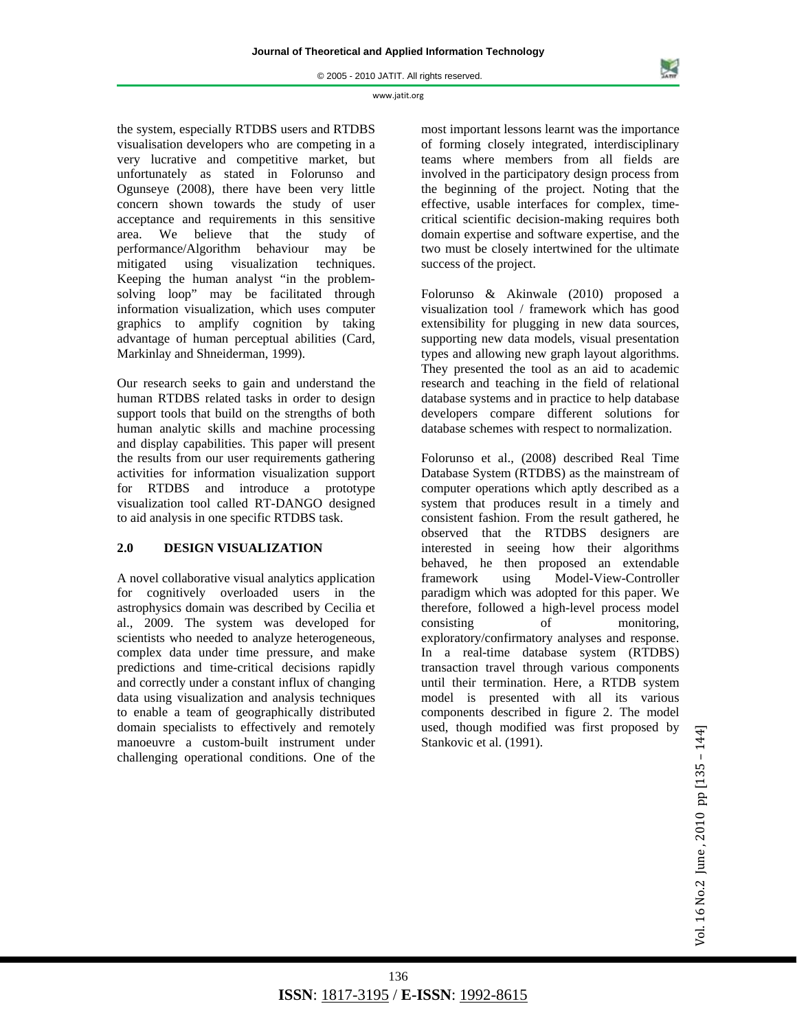the system, especially RTDBS users and RTDBS visualisation developers who are competing in a very lucrative and competitive market, but unfortunately as stated in Folorunso and Ogunseye (2008), there have been very little concern shown towards the study of user acceptance and requirements in this sensitive area. We believe that the study of performance/Algorithm behaviour may be mitigated using visualization techniques. Keeping the human analyst "in the problem-solving loop" may be facilitated through information visualization, which uses computer graphics to amplify cognition by taking advantage of human perceptual abilities (Card, Markinlay and Shneiderman, 1999).

Our research seeks to gain and understand the human RTDBS related tasks in order to design support tools that build on the strengths of both human analytic skills and machine processing and display capabilities. This paper will present the results from our user requirements gathering activities for information visualization support for RTDBS and introduce a prototype visualization tool called RT-DANGO designed to aid analysis in one specific RTDBS task.

## 2.0 DESIGN VISUALIZATION

A novel collaborative visual analytics application for cognitively overloaded users in the astrophysics domain was described by Cecilia et al., 2009. The system was developed for scientists who needed to analyze heterogeneous, complex data under time pressure, and make predictions and time-critical decisions rapidly and correctly under a constant influx of changing data using visualization and analysis techniques to enable a team of geographically distributed domain specialists to effectively and remotely manoeuvre a custom-built instrument under challenging operational conditions. One of the most important lessons learnt was the importance of forming closely integrated, interdisciplinary teams where members from all fields are involved in the participatory design process from the beginning of the project. Noting that the effective, usable interfaces for complex, time-critical scientific decision-making requires both domain expertise and software expertise, and the two must be closely intertwined for the ultimate success of the project.

Folorunso & Akinwale (2010) proposed a visualization tool / framework which has good extensibility for plugging in new data sources, supporting new data models, visual presentation types and allowing new graph layout algorithms. They presented the tool as an aid to academic research and teaching in the field of relational database systems and in practice to help database developers compare different solutions for database schemes with respect to normalization.

Folorunso et al., (2008) described Real Time Database System (RTDBS) as the mainstream of computer operations which aptly described as a system that produces result in a timely and consistent fashion. From the result gathered, he observed that the RTDBS designers are interested in seeing how their algorithms behaved, he then proposed an extendable framework using Model-View-Controller paradigm which was adopted for this paper. We therefore, followed a high-level process model consisting of monitoring, exploratory/confirmatory analyses and response. In a real-time database system (RTDBS) transaction travel through various components until their termination. Here, a RTDB system model is presented with all its various components described in figure 2. The model used, though modified was first proposed by Stankovic et al. (1991).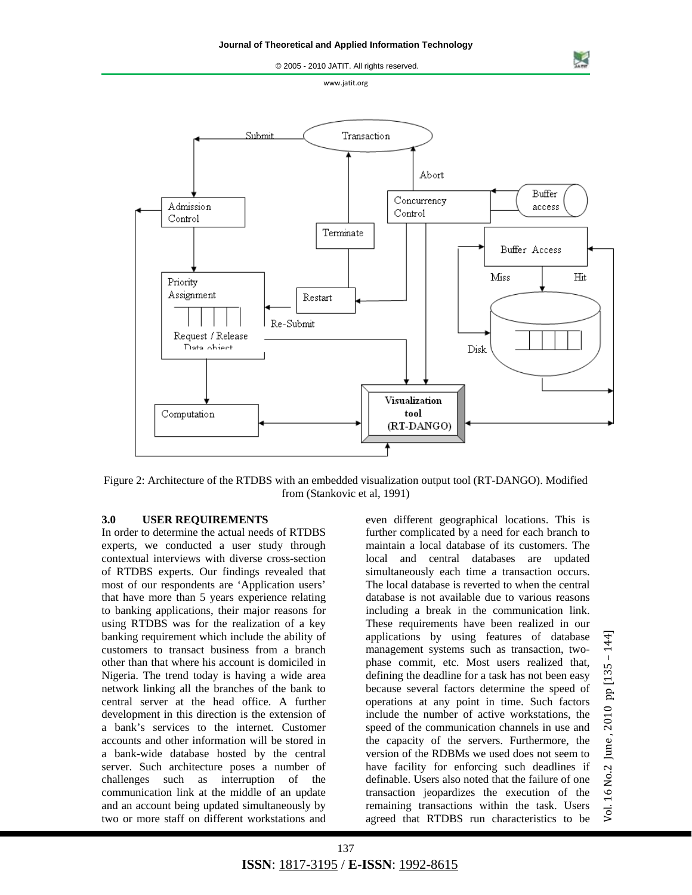Figure 2: Architecture of the RTDBS with an embedded visualization output tool (RT-DANGO). Modified from (Stankovic et al, 1991)

### 3.0 USER REQUIREMENTS

In order to determine the actual needs of RTDBS experts, we conducted a user study through contextual interviews with diverse cross-section of RTDBS experts. Our findings revealed that most of our respondents are 'Application users' that have more than 5 years experience relating to banking applications, their major reasons for using RTDBS was for the realization of a key banking requirement which include the ability of customers to transact business from a branch other than that where his account is domiciled in Nigeria. The trend today is having a wide area network linking all the branches of the bank to central server at the head office. A further development in this direction is the extension of a bank's services to the internet. Customer accounts and other information will be stored in a bank-wide database hosted by the central server. Such architecture poses a number of challenges such as interruption of the communication link at the middle of an update and an account being updated simultaneously by two or more staff on different workstations and even different geographical locations. This is further complicated by a need for each branch to maintain a local database of its customers. The local and central databases are updated simultaneously each time a transaction occurs. The local database is reverted to when the central database is not available due to various reasons including a break in the communication link. These requirements have been realized in our applications by using features of database management systems such as transaction, two-phase commit, etc. Most users realized that, defining the deadline for a task has not been easy because several factors determine the speed of operations at any point in time. Such factors include the number of active workstations, the speed of the communication channels in use and the capacity of the servers. Furthermore, the version of the RDBMs we used does not seem to have facility for enforcing such deadlines if definable. Users also noted that the failure of one transaction jeopardizes the execution of the remaining transactions within the task. Users agreed that RTDBS run characteristics to be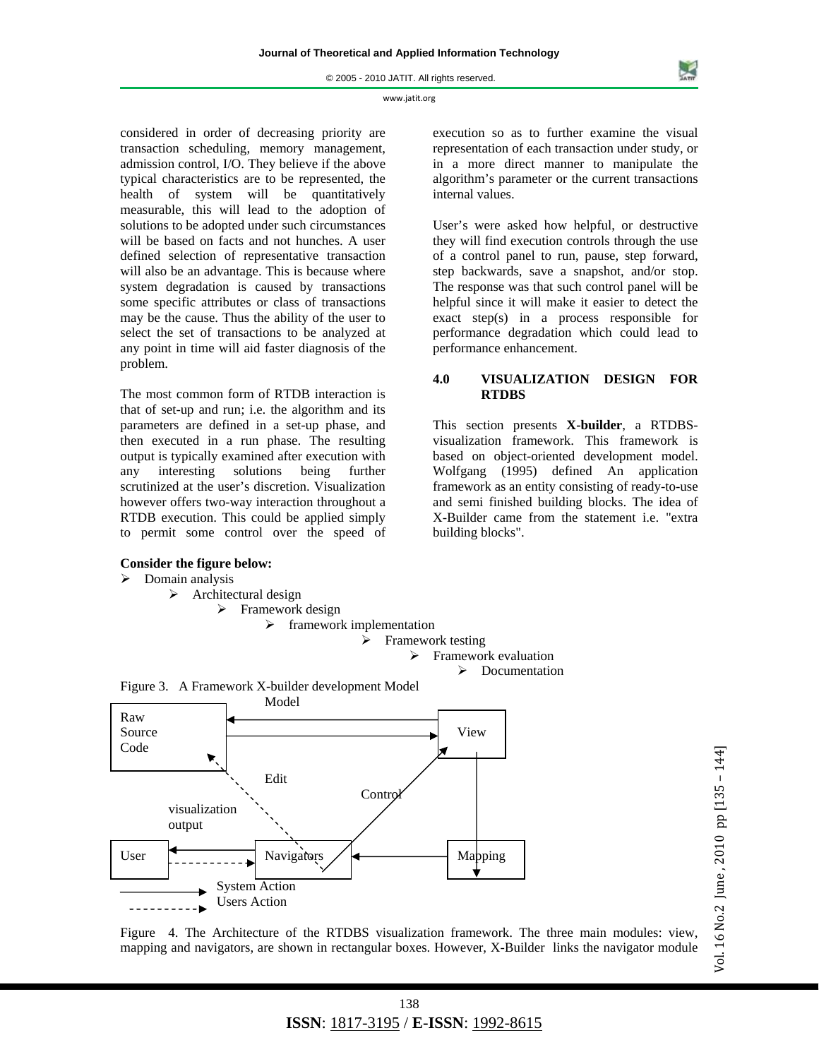considered in order of decreasing priority are transaction scheduling, memory management, admission control, I/O. They believe if the above typical characteristics are to be represented, the health of system will be quantitatively measurable, this will lead to the adoption of solutions to be adopted under such circumstances will be based on facts and not hunches. A user defined selection of representative transaction will also be an advantage. This is because where system degradation is caused by transactions some specific attributes or class of transactions may be the cause. Thus the ability of the user to select the set of transactions to be analyzed at any point in time will aid faster diagnosis of the problem.

The most common form of RTDB interaction is that of set-up and run; i.e. the algorithm and its parameters are defined in a set-up phase, and then executed in a run phase. The resulting output is typically examined after execution with any interesting solutions being further scrutinized at the user's discretion. Visualization however offers two-way interaction throughout a RTDB execution. This could be applied simply to permit some control over the speed of execution so as to further examine the visual representation of each transaction under study, or in a more direct manner to manipulate the algorithm's parameter or the current transactions internal values.

User's were asked how helpful, or destructive they will find execution controls through the use of a control panel to run, pause, step forward, step backwards, save a snapshot, and/or stop. The response was that such control panel will be helpful since it will make it easier to detect the exact step(s) in a process responsible for performance degradation which could lead to performance enhancement.

## 4.0 VISUALIZATION DESIGN FOR RTDBS

This section presents **X-builder**, a RTDBS-visualization framework. This framework is based on object-oriented development model. Wolfgang (1995) defined An application framework as an entity consisting of ready-to-use and semi finished building blocks. The idea of X-Builder came from the statement i.e. "extra building blocks".

**Consider the figure below:**

- Domain analysis
  - Architectural design
    - Framework design
      - framework implementation
        - Framework testing
          - Framework evaluation
            - Documentation

Figure 3. A Framework X-builder development Model

Model

Raw Source Code

View

Edit

Control

visualization output

User

Navigators

Mapping

System Action

Users Action

Figure 4. The Architecture of the RTDBS visualization framework. The three main modules: view, mapping and navigators, are shown in rectangular boxes. However, X-Builder links the navigator module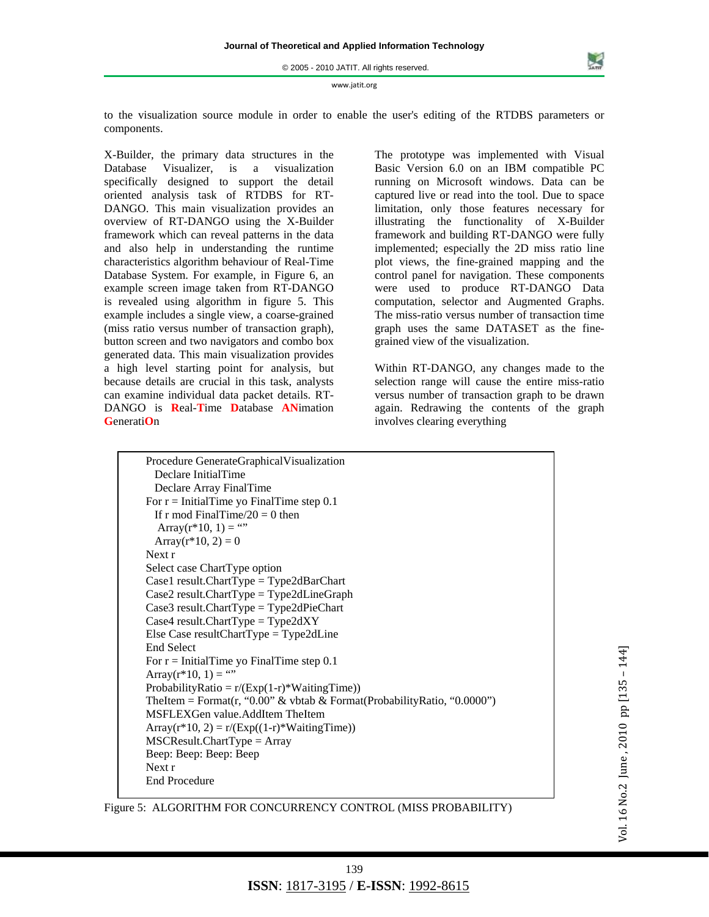to the visualization source module in order to enable the user's editing of the RTDBS parameters or components.

X-Builder, the primary data structures in the Database Visualizer, is a visualization specifically designed to support the detail oriented analysis task of RTDBS for RT-DANGO. This main visualization provides an overview of RT-DANGO using the X-Builder framework which can reveal patterns in the data and also help in understanding the runtime characteristics algorithm behaviour of Real-Time Database System. For example, in Figure 6, an example screen image taken from RT-DANGO is revealed using algorithm in figure 5. This example includes a single view, a coarse-grained (miss ratio versus number of transaction graph), button screen and two navigators and combo box generated data. This main visualization provides a high level starting point for analysis, but because details are crucial in this task, analysts can examine individual data packet details. RT-DANGO is **R**eal-**T**ime **D**atabase **AN**imation **G**enerati**O**n

The prototype was implemented with Visual Basic Version 6.0 on an IBM compatible PC running on Microsoft windows. Data can be captured live or read into the tool. Due to space limitation, only those features necessary for illustrating the functionality of X-Builder framework and building RT-DANGO were fully implemented; especially the 2D miss ratio line plot views, the fine-grained mapping and the control panel for navigation. These components were used to produce RT-DANGO Data computation, selector and Augmented Graphs. The miss-ratio versus number of transaction time graph uses the same DATASET as the fine-grained view of the visualization.

Within RT-DANGO, any changes made to the selection range will cause the entire miss-ratio versus number of transaction graph to be drawn again. Redrawing the contents of the graph involves clearing everything

```
Procedure GenerateGraphicalVisualization
  Declare InitialTime
  Declare Array FinalTime
For r = InitialTime yo FinalTime step 0.1
  If r mod FinalTime/20 = 0 then
   Array(r*10, 1) = “”
  Array(r*10, 2) = 0
Next r
Select case ChartType option
Case1 result.ChartType = Type2dBarChart
Case2 result.ChartType = Type2dLineGraph
Case3 result.ChartType = Type2dPieChart
Case4 result.ChartType = Type2dXY
Else Case resultChartType = Type2dLine
End Select
For r = InitialTime yo FinalTime step 0.1
Array(r*10, 1) = “”
ProbabilityRatio = r/(Exp(1-r)*WaitingTime))
TheItem = Format(r, “0.00” & vbtab & Format(ProbabilityRatio, “0.0000”)
MSFLEXGen value.AddItem TheItem
Array(r*10, 2) = r/(Exp((1-r)*WaitingTime))
MSCResult.ChartType = Array
Beep: Beep: Beep: Beep
Next r
End Procedure
```

Figure 5: ALGORITHM FOR CONCURRENCY CONTROL (MISS PROBABILITY)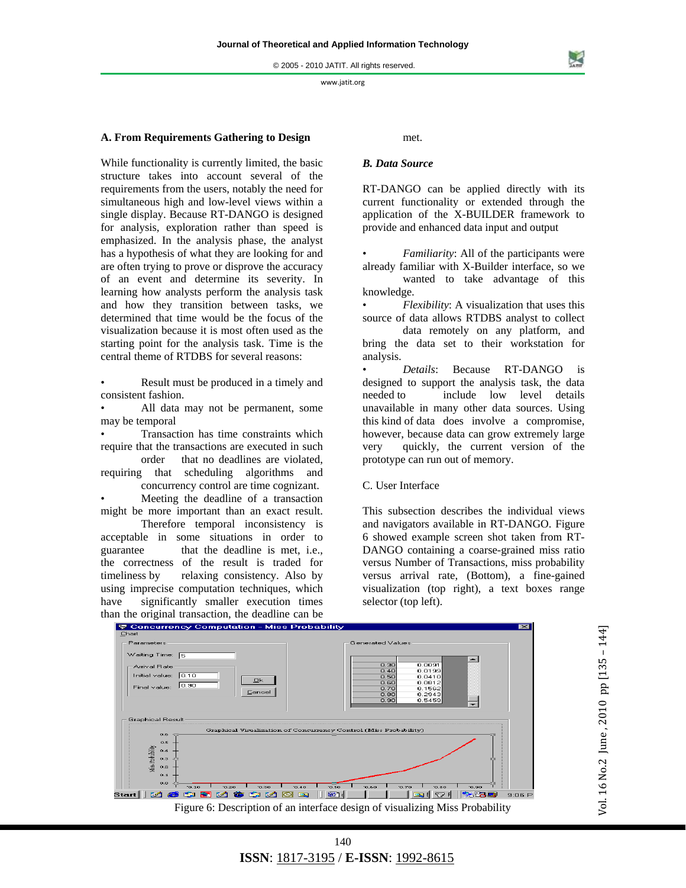### A. From Requirements Gathering to Design

While functionality is currently limited, the basic structure takes into account several of the requirements from the users, notably the need for simultaneous high and low-level views within a single display. Because RT-DANGO is designed for analysis, exploration rather than speed is emphasized. In the analysis phase, the analyst has a hypothesis of what they are looking for and are often trying to prove or disprove the accuracy of an event and determine its severity. In learning how analysts perform the analysis task and how they transition between tasks, we determined that time would be the focus of the visualization because it is most often used as the starting point for the analysis task. Time is the central theme of RTDBS for several reasons:

- Result must be produced in a timely and consistent fashion.
- All data may not be permanent, some may be temporal
- Transaction has time constraints which require that the transactions are executed in such order that no deadlines are violated, requiring that scheduling algorithms and concurrency control are time cognizant.
- Meeting the deadline of a transaction might be more important than an exact result. Therefore temporal inconsistency is acceptable in some situations in order to guarantee that the deadline is met, i.e., the correctness of the result is traded for timeliness by relaxing consistency. Also by using imprecise computation techniques, which have significantly smaller execution times than the original transaction, the deadline can be met.

### *B. Data Source*

RT-DANGO can be applied directly with its current functionality or extended through the application of the X-BUILDER framework to provide and enhanced data input and output

- *Familiarity*: All of the participants were already familiar with X-Builder interface, so we wanted to take advantage of this knowledge.
- *Flexibility*: A visualization that uses this source of data allows RTDBS analyst to collect data remotely on any platform, and bring the data set to their workstation for analysis.
- *Details*: Because RT-DANGO is designed to support the analysis task, the data needed to include low level details unavailable in many other data sources. Using this kind of data does involve a compromise, however, because data can grow extremely large very quickly, the current version of the prototype can run out of memory.

### C. User Interface

This subsection describes the individual views and navigators available in RT-DANGO. Figure 6 showed example screen shot taken from RT-DANGO containing a coarse-grained miss ratio versus Number of Transactions, miss probability versus arrival rate, (Bottom), a fine-gained visualization (top right), a text boxes range selector (top left).

Figure 6: Description of an interface design of visualizing Miss Probability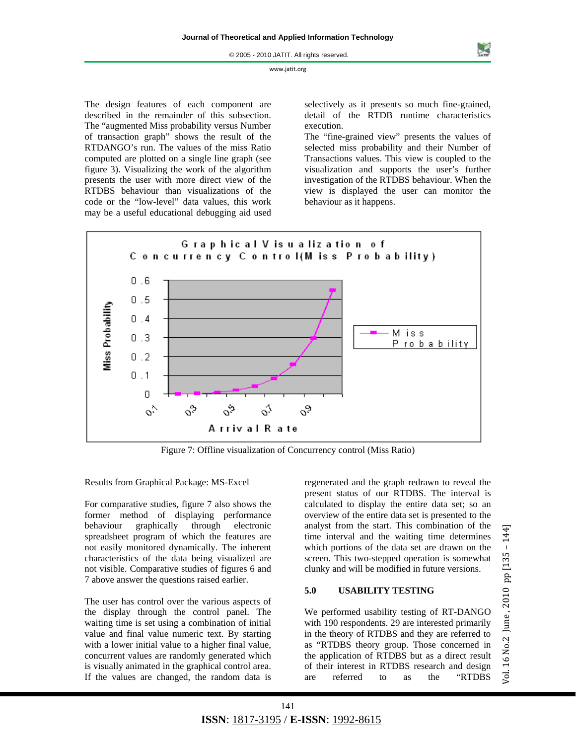The design features of each component are described in the remainder of this subsection. The "augmented Miss probability versus Number of transaction graph" shows the result of the RTDANGO's run. The values of the miss Ratio computed are plotted on a single line graph (see figure 3). Visualizing the work of the algorithm presents the user with more direct view of the RTDBS behaviour than visualizations of the code or the "low-level" data values, this work may be a useful educational debugging aid used selectively as it presents so much fine-grained, detail of the RTDB runtime characteristics execution.

The "fine-grained view" presents the values of selected miss probability and their Number of Transactions values. This view is coupled to the visualization and supports the user's further investigation of the RTDBS behaviour. When the view is displayed the user can monitor the behaviour as it happens.

Figure 7: Offline visualization of Concurrency control (Miss Ratio)

Results from Graphical Package: MS-Excel

For comparative studies, figure 7 also shows the former method of displaying performance behaviour graphically through electronic spreadsheet program of which the features are not easily monitored dynamically. The inherent characteristics of the data being visualized are not visible. Comparative studies of figures 6 and 7 above answer the questions raised earlier.

The user has control over the various aspects of the display through the control panel. The waiting time is set using a combination of initial value and final value numeric text. By starting with a lower initial value to a higher final value, concurrent values are randomly generated which is visually animated in the graphical control area. If the values are changed, the random data is regenerated and the graph redrawn to reveal the present status of our RTDBS. The interval is calculated to display the entire data set; so an overview of the entire data set is presented to the analyst from the start. This combination of the time interval and the waiting time determines which portions of the data set are drawn on the screen. This two-stepped operation is somewhat clunky and will be modified in future versions.

## 5.0 USABILITY TESTING

We performed usability testing of RT-DANGO with 190 respondents. 29 are interested primarily in the theory of RTDBS and they are referred to as "RTDBS theory group. Those concerned in the application of RTDBS but as a direct result of their interest in RTDBS research and design are referred to as the "RTDBS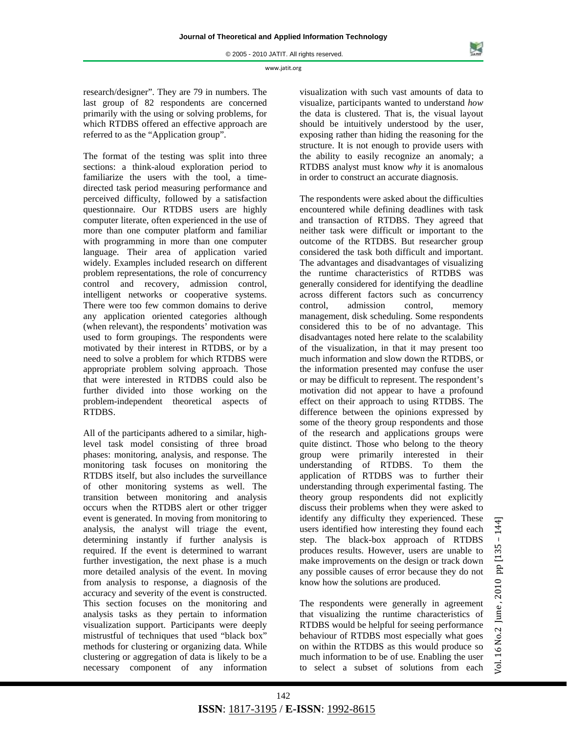research/designer". They are 79 in numbers. The last group of 82 respondents are concerned primarily with the using or solving problems, for which RTDBS offered an effective approach are referred to as the "Application group".

The format of the testing was split into three sections: a think-aloud exploration period to familiarize the users with the tool, a time-directed task period measuring performance and perceived difficulty, followed by a satisfaction questionnaire. Our RTDBS users are highly computer literate, often experienced in the use of more than one computer platform and familiar with programming in more than one computer language. Their area of application varied widely. Examples included research on different problem representations, the role of concurrency control and recovery, admission control, intelligent networks or cooperative systems. There were too few common domains to derive any application oriented categories although (when relevant), the respondents' motivation was used to form groupings. The respondents were motivated by their interest in RTDBS, or by a need to solve a problem for which RTDBS were appropriate problem solving approach. Those that were interested in RTDBS could also be further divided into those working on the problem-independent theoretical aspects of RTDBS.

All of the participants adhered to a similar, high-level task model consisting of three broad phases: monitoring, analysis, and response. The monitoring task focuses on monitoring the RTDBS itself, but also includes the surveillance of other monitoring systems as well. The transition between monitoring and analysis occurs when the RTDBS alert or other trigger event is generated. In moving from monitoring to analysis, the analyst will triage the event, determining instantly if further analysis is required. If the event is determined to warrant further investigation, the next phase is a much more detailed analysis of the event. In moving from analysis to response, a diagnosis of the accuracy and severity of the event is constructed. This section focuses on the monitoring and analysis tasks as they pertain to information visualization support. Participants were deeply mistrustful of techniques that used "black box" methods for clustering or organizing data. While clustering or aggregation of data is likely to be a necessary component of any information visualization with such vast amounts of data to visualize, participants wanted to understand *how* the data is clustered. That is, the visual layout should be intuitively understood by the user, exposing rather than hiding the reasoning for the structure. It is not enough to provide users with the ability to easily recognize an anomaly; a RTDBS analyst must know *why* it is anomalous in order to construct an accurate diagnosis.

The respondents were asked about the difficulties encountered while defining deadlines with task and transaction of RTDBS. They agreed that neither task were difficult or important to the outcome of the RTDBS. But researcher group considered the task both difficult and important. The advantages and disadvantages of visualizing the runtime characteristics of RTDBS was generally considered for identifying the deadline across different factors such as concurrency control, admission control, memory management, disk scheduling. Some respondents considered this to be of no advantage. This disadvantages noted here relate to the scalability of the visualization, in that it may present too much information and slow down the RTDBS, or the information presented may confuse the user or may be difficult to represent. The respondent's motivation did not appear to have a profound effect on their approach to using RTDBS. The difference between the opinions expressed by some of the theory group respondents and those of the research and applications groups were quite distinct. Those who belong to the theory group were primarily interested in their understanding of RTDBS. To them the application of RTDBS was to further their understanding through experimental fasting. The theory group respondents did not explicitly discuss their problems when they were asked to identify any difficulty they experienced. These users identified how interesting they found each step. The black-box approach of RTDBS produces results. However, users are unable to make improvements on the design or track down any possible causes of error because they do not know how the solutions are produced.

The respondents were generally in agreement that visualizing the runtime characteristics of RTDBS would be helpful for seeing performance behaviour of RTDBS most especially what goes on within the RTDBS as this would produce so much information to be of use. Enabling the user to select a subset of solutions from each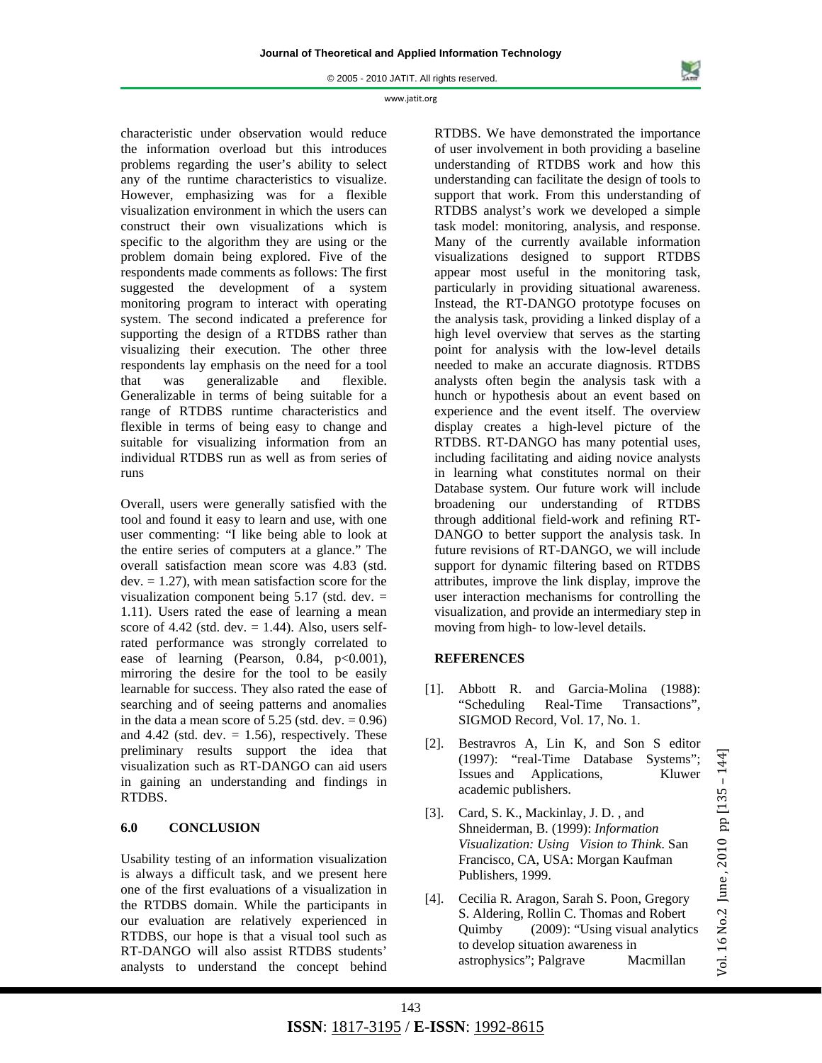characteristic under observation would reduce the information overload but this introduces problems regarding the user's ability to select any of the runtime characteristics to visualize. However, emphasizing was for a flexible visualization environment in which the users can construct their own visualizations which is specific to the algorithm they are using or the problem domain being explored. Five of the respondents made comments as follows: The first suggested the development of a system monitoring program to interact with operating system. The second indicated a preference for supporting the design of a RTDBS rather than visualizing their execution. The other three respondents lay emphasis on the need for a tool that was generalizable and flexible. Generalizable in terms of being suitable for a range of RTDBS runtime characteristics and flexible in terms of being easy to change and suitable for visualizing information from an individual RTDBS run as well as from series of runs

Overall, users were generally satisfied with the tool and found it easy to learn and use, with one user commenting: "I like being able to look at the entire series of computers at a glance." The overall satisfaction mean score was 4.83 (std. dev. = 1.27), with mean satisfaction score for the visualization component being 5.17 (std. dev. = 1.11). Users rated the ease of learning a mean score of 4.42 (std. dev. = 1.44). Also, users self-rated performance was strongly correlated to ease of learning (Pearson, 0.84, $p<0.001$), mirroring the desire for the tool to be easily learnable for success. They also rated the ease of searching and of seeing patterns and anomalies in the data a mean score of 5.25 (std. dev. = 0.96) and 4.42 (std. dev. = 1.56), respectively. These preliminary results support the idea that visualization such as RT-DANGO can aid users in gaining an understanding and findings in RTDBS.

## 6.0 CONCLUSION

Usability testing of an information visualization is always a difficult task, and we present here one of the first evaluations of a visualization in the RTDBS domain. While the participants in our evaluation are relatively experienced in RTDBS, our hope is that a visual tool such as RT-DANGO will also assist RTDBS students' analysts to understand the concept behind RTDBS. We have demonstrated the importance of user involvement in both providing a baseline understanding of RTDBS work and how this understanding can facilitate the design of tools to support that work. From this understanding of RTDBS analyst's work we developed a simple task model: monitoring, analysis, and response. Many of the currently available information visualizations designed to support RTDBS appear most useful in the monitoring task, particularly in providing situational awareness. Instead, the RT-DANGO prototype focuses on the analysis task, providing a linked display of a high level overview that serves as the starting point for analysis with the low-level details needed to make an accurate diagnosis. RTDBS analysts often begin the analysis task with a hunch or hypothesis about an event based on experience and the event itself. The overview display creates a high-level picture of the RTDBS. RT-DANGO has many potential uses, including facilitating and aiding novice analysts in learning what constitutes normal on their Database system. Our future work will include broadening our understanding of RTDBS through additional field-work and refining RT-DANGO to better support the analysis task. In future revisions of RT-DANGO, we will include support for dynamic filtering based on RTDBS attributes, improve the link display, improve the user interaction mechanisms for controlling the visualization, and provide an intermediary step in moving from high- to low-level details.

## REFERENCES

[1]. Abbott R. and Garcia-Molina (1988): "Scheduling Real-Time Transactions", SIGMOD Record, Vol. 17, No. 1.

[2]. Bestravros A, Lin K, and Son S editor (1997): "real-Time Database Systems"; Issues and Applications, Kluwer academic publishers.

[3]. Card, S. K., Mackinlay, J. D. , and Shneiderman, B. (1999): *Information Visualization: Using Vision to Think*. San Francisco, CA, USA: Morgan Kaufman Publishers, 1999.

[4]. Cecilia R. Aragon, Sarah S. Poon, Gregory S. Aldering, Rollin C. Thomas and Robert Quimby (2009): "Using visual analytics to develop situation awareness in astrophysics"; Palgrave Macmillan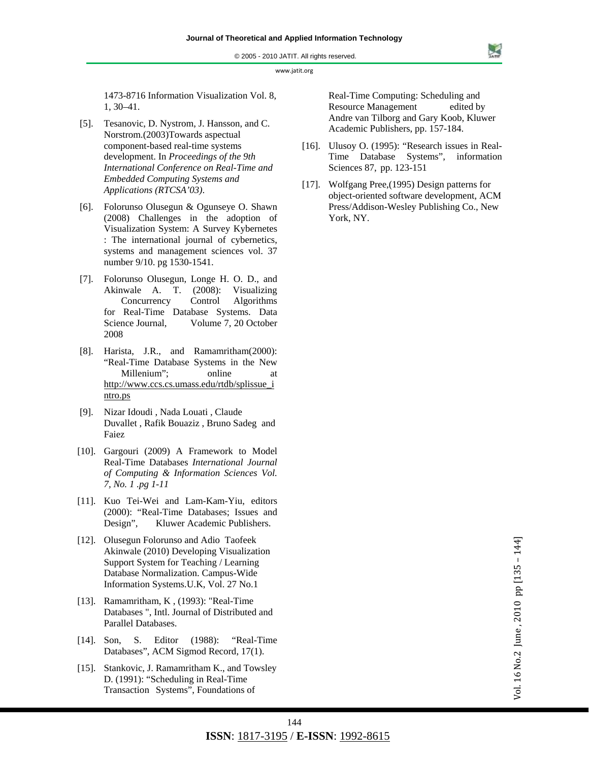1473-8716 Information Visualization Vol. 8, 1, 30–41.

[5]. Tesanovic, D. Nystrom, J. Hansson, and C. Norstrom.(2003)Towards aspectual component-based real-time systems development. In *Proceedings of the 9th International Conference on Real-Time and Embedded Computing Systems and Applications (RTCSA'03)*.

[6]. Folorunso Olusegun & Ogunseye O. Shawn (2008) Challenges in the adoption of Visualization System: A Survey Kybernetes : The international journal of cybernetics, systems and management sciences vol. 37 number 9/10. pg 1530-1541.

[7]. Folorunso Olusegun, Longe H. O. D., and Akinwale A. T. (2008): Visualizing Concurrency Control Algorithms for Real-Time Database Systems. Data Science Journal, Volume 7, 20 October 2008

[8]. Harista, J.R., and Ramamritham(2000): "Real-Time Database Systems in the New Millenium"; online at http://www.ccs.cs.umass.edu/rtdb/splissue_intro.ps

[9]. Nizar Idoudi , Nada Louati , Claude Duvallet , Rafik Bouaziz , Bruno Sadeg and Faiez

[10]. Gargouri (2009) A Framework to Model Real-Time Databases *International Journal of Computing & Information Sciences Vol. 7, No. 1 .pg 1-11*

[11]. Kuo Tei-Wei and Lam-Kam-Yiu, editors (2000): "Real-Time Databases; Issues and Design", Kluwer Academic Publishers.

[12]. Olusegun Folorunso and Adio Taofeek Akinwale (2010) Developing Visualization Support System for Teaching / Learning Database Normalization. Campus-Wide Information Systems.U.K, Vol. 27 No.1

[13]. Ramamritham, K , (1993): "Real-Time Databases ", Intl. Journal of Distributed and Parallel Databases.

[14]. Son, S. Editor (1988): "Real-Time Databases", ACM Sigmod Record, 17(1).

[15]. Stankovic, J. Ramamritham K., and Towsley D. (1991): "Scheduling in Real-Time Transaction Systems", Foundations of Real-Time Computing: Scheduling and Resource Management edited by Andre van Tilborg and Gary Koob, Kluwer Academic Publishers, pp. 157-184.

[16]. Ulusoy O. (1995): "Research issues in Real-Time Database Systems", information Sciences 87, pp. 123-151

[17]. Wolfgang Pree,(1995) Design patterns for object-oriented software development, ACM Press/Addison-Wesley Publishing Co., New York, NY.